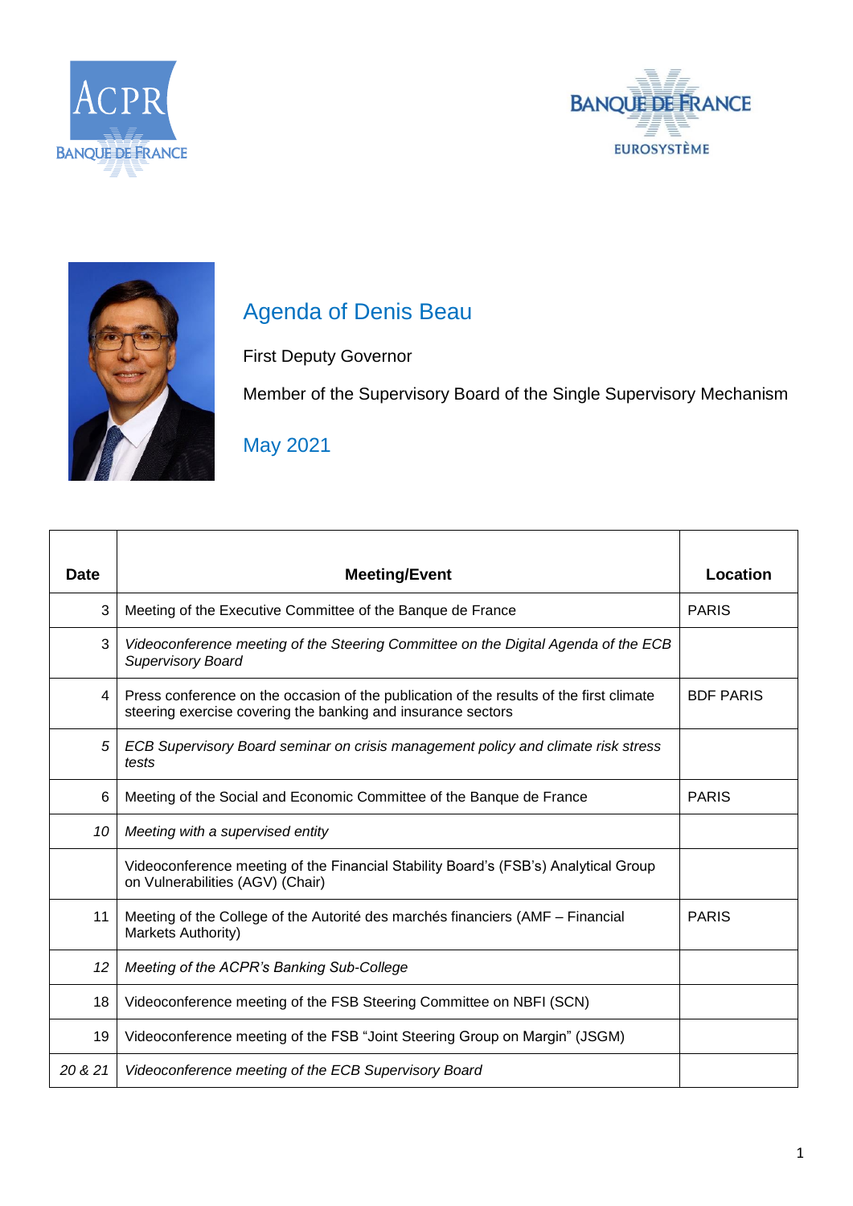# Agenda of Denis Beau

First Deputy Governor

Member of the Supervisory Board of the Single Supervisory Mechanism

## May 2021

| Date | Meeting/Event | Location |
|---|---|---|
| 3 | Meeting of the Executive Committee of the Banque de France | PARIS |
| 3 | *Videoconference meeting of the Steering Committee on the Digital Agenda of the ECB Supervisory Board* | |
| 4 | Press conference on the occasion of the publication of the results of the first climate steering exercise covering the banking and insurance sectors | BDF PARIS |
| *5* | *ECB Supervisory Board seminar on crisis management policy and climate risk stress tests* | |
| 6 | Meeting of the Social and Economic Committee of the Banque de France | PARIS |
| *10* | *Meeting with a supervised entity* | |
| | Videoconference meeting of the Financial Stability Board's (FSB's) Analytical Group on Vulnerabilities (AGV) (Chair) | |
| 11 | Meeting of the College of the Autorité des marchés financiers (AMF – Financial Markets Authority) | PARIS |
| *12* | *Meeting of the ACPR's Banking Sub-College* | |
| 18 | Videoconference meeting of the FSB Steering Committee on NBFI (SCN) | |
| 19 | Videoconference meeting of the FSB "Joint Steering Group on Margin" (JSGM) | |
| *20 & 21* | *Videoconference meeting of the ECB Supervisory Board* | |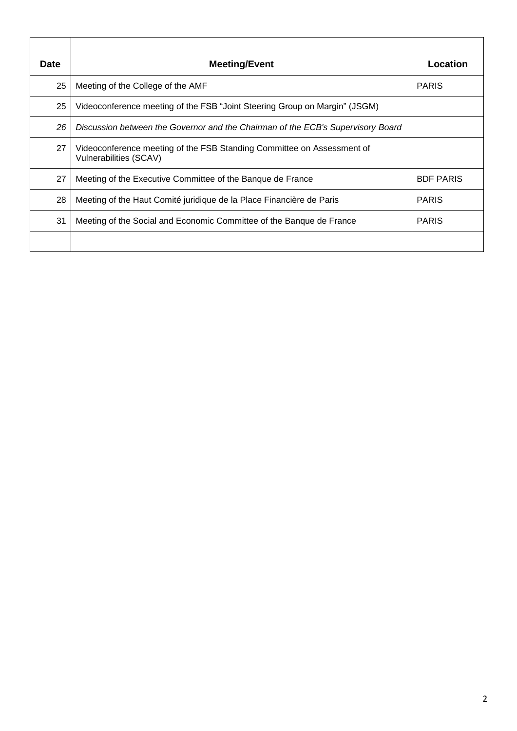| Date | Meeting/Event | Location |
| --- | --- | --- |
| 25 | Meeting of the College of the AMF | PARIS |
| 25 | Videoconference meeting of the FSB “Joint Steering Group on Margin” (JSGM) | |
| *26* | *Discussion between the Governor and the Chairman of the ECB's Supervisory Board* | |
| 27 | Videoconference meeting of the FSB Standing Committee on Assessment of Vulnerabilities (SCAV) | |
| 27 | Meeting of the Executive Committee of the Banque de France | BDF PARIS |
| 28 | Meeting of the Haut Comité juridique de la Place Financière de Paris | PARIS |
| 31 | Meeting of the Social and Economic Committee of the Banque de France | PARIS |
| | | |